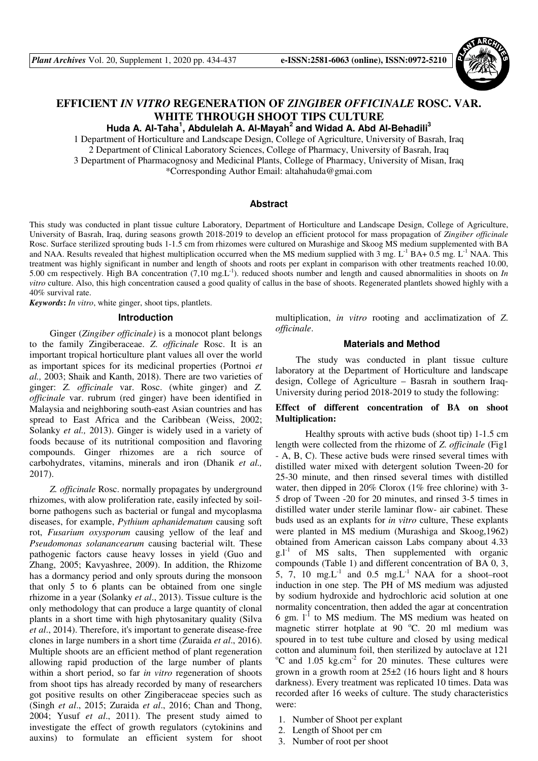# EFFICIENT *IN VITRO* REGENERATION OF *ZINGIBER OFFICINALE* ROSC. VAR. WHITE THROUGH SHOOT TIPS CULTURE

**Huda A. Al-Taha[1], Abdulelah A. Al-Mayah[2] and Widad A. Abd Al-Behadili[3]**

1 Department of Horticulture and Landscape Design, College of Agriculture, University of Basrah, Iraq
2 Department of Clinical Laboratory Sciences, College of Pharmacy, University of Basrah, Iraq
3 Department of Pharmacognosy and Medicinal Plants, College of Pharmacy, University of Misan, Iraq
*Corresponding Author Email: altahahuda@gmai.com

## Abstract

This study was conducted in plant tissue culture Laboratory, Department of Horticulture and Landscape Design, College of Agriculture, University of Basrah, Iraq, during seasons growth 2018-2019 to develop an efficient protocol for mass propagation of *Zingiber officinale* Rosc. Surface sterilized sprouting buds 1-1.5 cm from rhizomes were cultured on Murashige and Skoog MS medium supplemented with BA and NAA. Results revealed that highest multiplication occurred when the MS medium supplied with 3 mg. $L^{-1}$ BA+ 0.5 mg. $L^{-1}$ NAA. This treatment was highly significant in number and length of shoots and roots per explant in comparison with other treatments reached 10.00, 5.00 cm respectively. High BA concentration (7,10 mg.$L^{-1}$). reduced shoots number and length and caused abnormalities in shoots on *In vitro* culture. Also, this high concentration caused a good quality of callus in the base of shoots. Regenerated plantlets showed highly with a 40% survival rate.

**Keywords:** *In vitro*, white ginger, shoot tips, plantlets.

## Introduction

Ginger (*Zingiber officinale)* is a monocot plant belongs to the family Zingiberaceae. *Z. officinale* Rosc. It is an important tropical horticulture plant values all over the world as important spices for its medicinal properties (Portnoi *et al.,* 2003; Shaik and Kanth, 2018). There are two varieties of ginger: *Z. officinale* var. Rosc. (white ginger) and *Z. officinale* var. rubrum (red ginger) have been identified in Malaysia and neighboring south-east Asian countries and has spread to East Africa and the Caribbean (Weiss, 2002; Solanky *et al.,* 2013). Ginger is widely used in a variety of foods because of its nutritional composition and flavoring compounds. Ginger rhizomes are a rich source of carbohydrates, vitamins, minerals and iron (Dhanik *et al.,* 2017).

*Z. officinale* Rosc. normally propagates by underground rhizomes, with alow proliferation rate, easily infected by soil-borne pathogens such as bacterial or fungal and mycoplasma diseases, for example, *Pythium aphanidematum* causing soft rot, *Fusarium oxysporum* causing yellow of the leaf and *Pseudomonas solanancearum* causing bacterial wilt. These pathogenic factors cause heavy losses in yield (Guo and Zhang, 2005; Kavyashree, 2009). In addition, the Rhizome has a dormancy period and only sprouts during the monsoon that only 5 to 6 plants can be obtained from one single rhizome in a year (Solanky *et al*., 2013). Tissue culture is the only methodology that can produce a large quantity of clonal plants in a short time with high phytosanitary quality (Silva *et al*., 2014). Therefore, it's important to generate disease-free clones in large numbers in a short time (Zuraida *et al*., 2016). Multiple shoots are an efficient method of plant regeneration allowing rapid production of the large number of plants within a short period, so far *in vitro* regeneration of shoots from shoot tips has already recorded by many of researchers got positive results on other Zingiberaceae species such as (Singh *et al*., 2015; Zuraida *et al*., 2016; Chan and Thong, 2004; Yusuf *et al*., 2011). The present study aimed to investigate the effect of growth regulators (cytokinins and auxins) to formulate an efficient system for shoot multiplication, *in vitro* rooting and acclimatization of *Z. officinale*.

## Materials and Method

The study was conducted in plant tissue culture laboratory at the Department of Horticulture and landscape design, College of Agriculture – Basrah in southern Iraq-University during period 2018-2019 to study the following:

### Effect of different concentration of BA on shoot Multiplication:

Healthy sprouts with active buds (shoot tip) 1-1.5 cm length were collected from the rhizome of *Z. officinale* (Fig1 - A, B, C). These active buds were rinsed several times with distilled water mixed with detergent solution Tween-20 for 25-30 minute, and then rinsed several times with distilled water, then dipped in 20% Clorox (1% free chlorine) with 3-5 drop of Tween -20 for 20 minutes, and rinsed 3-5 times in distilled water under sterile laminar flow- air cabinet. These buds used as an explants for *in vitro* culture, These explants were planted in MS medium (Murashiga and Skoog,1962) obtained from American caisson Labs company about 4.33 g.$l^{-1}$ of MS salts, Then supplemented with organic compounds (Table 1) and different concentration of BA 0, 3, 5, 7, 10 mg.$L^{-1}$ and 0.5 mg.$L^{-1}$ NAA for a shoot–root induction in one step. The PH of MS medium was adjusted by sodium hydroxide and hydrochloric acid solution at one normality concentration, then added the agar at concentration 6 gm. $l^{-1}$ to MS medium. The MS medium was heated on magnetic stirrer hotplate at 90 °C. 20 ml medium was spoured in to test tube culture and closed by using medical cotton and aluminum foil, then sterilized by autoclave at 121 °C and 1.05 kg.$cm^{-2}$ for 20 minutes. These cultures were grown in a growth room at 25±2 (16 hours light and 8 hours darkness). Every treatment was replicated 10 times. Data was recorded after 16 weeks of culture. The study characteristics were:

1. Number of Shoot per explant
2. Length of Shoot per cm
3. Number of root per shoot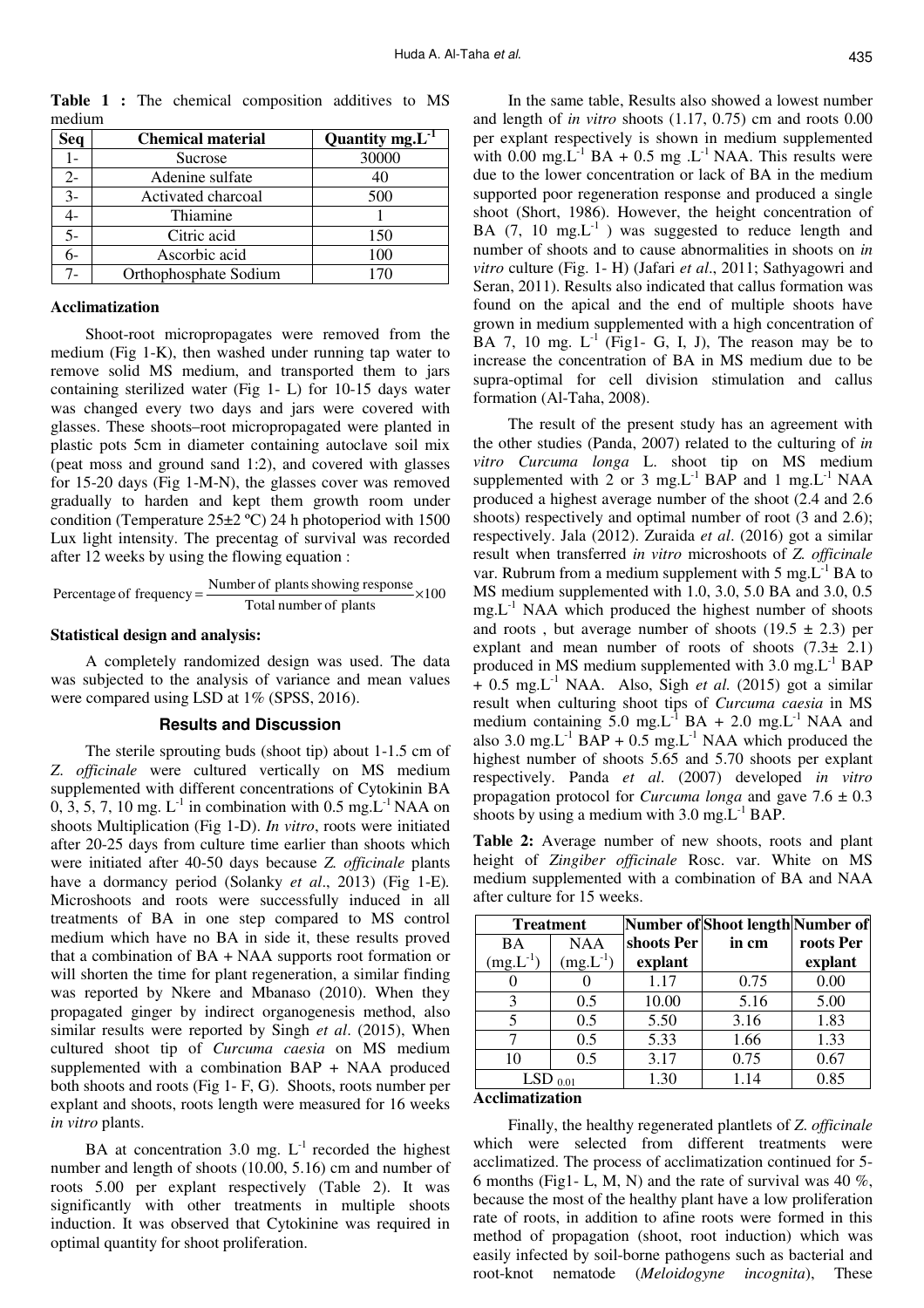**Table 1 :** The chemical composition additives to MS medium

| Seq | Chemical material | Quantity $mg.L^{-1}$ |
|---|---|---|
| 1- | Sucrose | 30000 |
| 2- | Adenine sulfate | 40 |
| 3- | Activated charcoal | 500 |
| 4- | Thiamine | 1 |
| 5- | Citric acid | 150 |
| 6- | Ascorbic acid | 100 |
| 7- | Orthophosphate Sodium | 170 |

### Acclimatization

Shoot-root micropropagates were removed from the medium (Fig 1-K), then washed under running tap water to remove solid MS medium, and transported them to jars containing sterilized water (Fig 1- L) for 10-15 days water was changed every two days and jars were covered with glasses. These shoots–root micropropagated were planted in plastic pots 5cm in diameter containing autoclave soil mix (peat moss and ground sand 1:2), and covered with glasses for 15-20 days (Fig 1-M-N), the glasses cover was removed gradually to harden and kept them growth room under condition (Temperature 25±2 ºC) 24 h photoperiod with 1500 Lux light intensity. The precentag of survival was recorded after 12 weeks by using the flowing equation :

$$\text{Percentage of frequency} = \frac{\text{Number of plants showing response}}{\text{Total number of plants}} \times 100$$

### Statistical design and analysis:

A completely randomized design was used. The data was subjected to the analysis of variance and mean values were compared using LSD at 1% (SPSS, 2016).

## Results and Discussion

The sterile sprouting buds (shoot tip) about 1-1.5 cm of *Z. officinale* were cultured vertically on MS medium supplemented with different concentrations of Cytokinin BA 0, 3, 5, 7, 10 mg. $L^{-1}$ in combination with 0.5 $mg.L^{-1}$ NAA on shoots Multiplication (Fig 1-D). *In vitro*, roots were initiated after 20-25 days from culture time earlier than shoots which were initiated after 40-50 days because *Z. officinale* plants have a dormancy period (Solanky *et al*., 2013) (Fig 1-E). Microshoots and roots were successfully induced in all treatments of BA in one step compared to MS control medium which have no BA in side it, these results proved that a combination of BA + NAA supports root formation or will shorten the time for plant regeneration, a similar finding was reported by Nkere and Mbanaso (2010). When they propagated ginger by indirect organogenesis method, also similar results were reported by Singh *et al*. (2015), When cultured shoot tip of *Curcuma caesia* on MS medium supplemented with a combination BAP + NAA produced both shoots and roots (Fig 1- F, G). Shoots, roots number per explant and shoots, roots length were measured for 16 weeks *in vitro* plants.

BA at concentration 3.0 mg. $L^{-1}$ recorded the highest number and length of shoots (10.00, 5.16) cm and number of roots 5.00 per explant respectively (Table 2). It was significantly with other treatments in multiple shoots induction. It was observed that Cytokinine was required in optimal quantity for shoot proliferation.

In the same table, Results also showed a lowest number and length of *in vitro* shoots (1.17, 0.75) cm and roots 0.00 per explant respectively is shown in medium supplemented with 0.00 $mg.L^{-1}$ BA + 0.5 mg $.L^{-1}$ NAA. This results were due to the lower concentration or lack of BA in the medium supported poor regeneration response and produced a single shoot (Short, 1986). However, the height concentration of BA (7, 10 $mg.L^{-1}$ ) was suggested to reduce length and number of shoots and to cause abnormalities in shoots on *in vitro* culture (Fig. 1- H) (Jafari *et al*., 2011; Sathyagowri and Seran, 2011). Results also indicated that callus formation was found on the apical and the end of multiple shoots have grown in medium supplemented with a high concentration of BA 7, 10 mg. $L^{-1}$ (Fig1- G, I, J), The reason may be to increase the concentration of BA in MS medium due to be supra-optimal for cell division stimulation and callus formation (Al-Taha, 2008).

The result of the present study has an agreement with the other studies (Panda, 2007) related to the culturing of *in vitro Curcuma longa* L. shoot tip on MS medium supplemented with 2 or 3 $mg.L^{-1}$ BAP and 1 $mg.L^{-1}$ NAA produced a highest average number of the shoot (2.4 and 2.6 shoots) respectively and optimal number of root (3 and 2.6); respectively. Jala (2012). Zuraida *et al*. (2016) got a similar result when transferred *in vitro* microshoots of *Z. officinale* var. Rubrum from a medium supplement with 5 $mg.L^{-1}$ BA to MS medium supplemented with 1.0, 3.0, 5.0 BA and 3.0, 0.5 $mg.L^{-1}$ NAA which produced the highest number of shoots and roots , but average number of shoots (19.5 ± 2.3) per explant and mean number of roots of shoots (7.3± 2.1) produced in MS medium supplemented with 3.0 $mg.L^{-1}$ BAP + 0.5 $mg.L^{-1}$ NAA. Also, Sigh *et al.* (2015) got a similar result when culturing shoot tips of *Curcuma caesia* in MS medium containing 5.0 $mg.L^{-1}$ BA + 2.0 $mg.L^{-1}$ NAA and also 3.0 $mg.L^{-1}$ BAP + 0.5 $mg.L^{-1}$ NAA which produced the highest number of shoots 5.65 and 5.70 shoots per explant respectively. Panda *et al*. (2007) developed *in vitro* propagation protocol for *Curcuma longa* and gave 7.6 ± 0.3 shoots by using a medium with 3.0 $mg.L^{-1}$ BAP.

**Table 2:** Average number of new shoots, roots and plant height of *Zingiber officinale* Rosc. var. White on MS medium supplemented with a combination of BA and NAA after culture for 15 weeks.

| Treatment | | Number of shoots Per explant | Shoot length in cm | Number of roots Per explant |
|---|---|---|---|---|
| BA ($mg.L^{-1}$) | NAA ($mg.L^{-1}$) | | | |
| 0 | 0 | 1.17 | 0.75 | 0.00 |
| 3 | 0.5 | 10.00 | 5.16 | 5.00 |
| 5 | 0.5 | 5.50 | 3.16 | 1.83 |
| 7 | 0.5 | 5.33 | 1.66 | 1.33 |
| 10 | 0.5 | 3.17 | 0.75 | 0.67 |
| $LSD_{0.01}$ | | 1.30 | 1.14 | 0.85 |

### Acclimatization

Finally, the healthy regenerated plantlets of *Z. officinale* which were selected from different treatments were acclimatized. The process of acclimatization continued for 5-6 months (Fig1- L, M, N) and the rate of survival was 40 %, because the most of the healthy plant have a low proliferation rate of roots, in addition to afine roots were formed in this method of propagation (shoot, root induction) which was easily infected by soil-borne pathogens such as bacterial and root-knot nematode (*Meloidogyne incognita*), These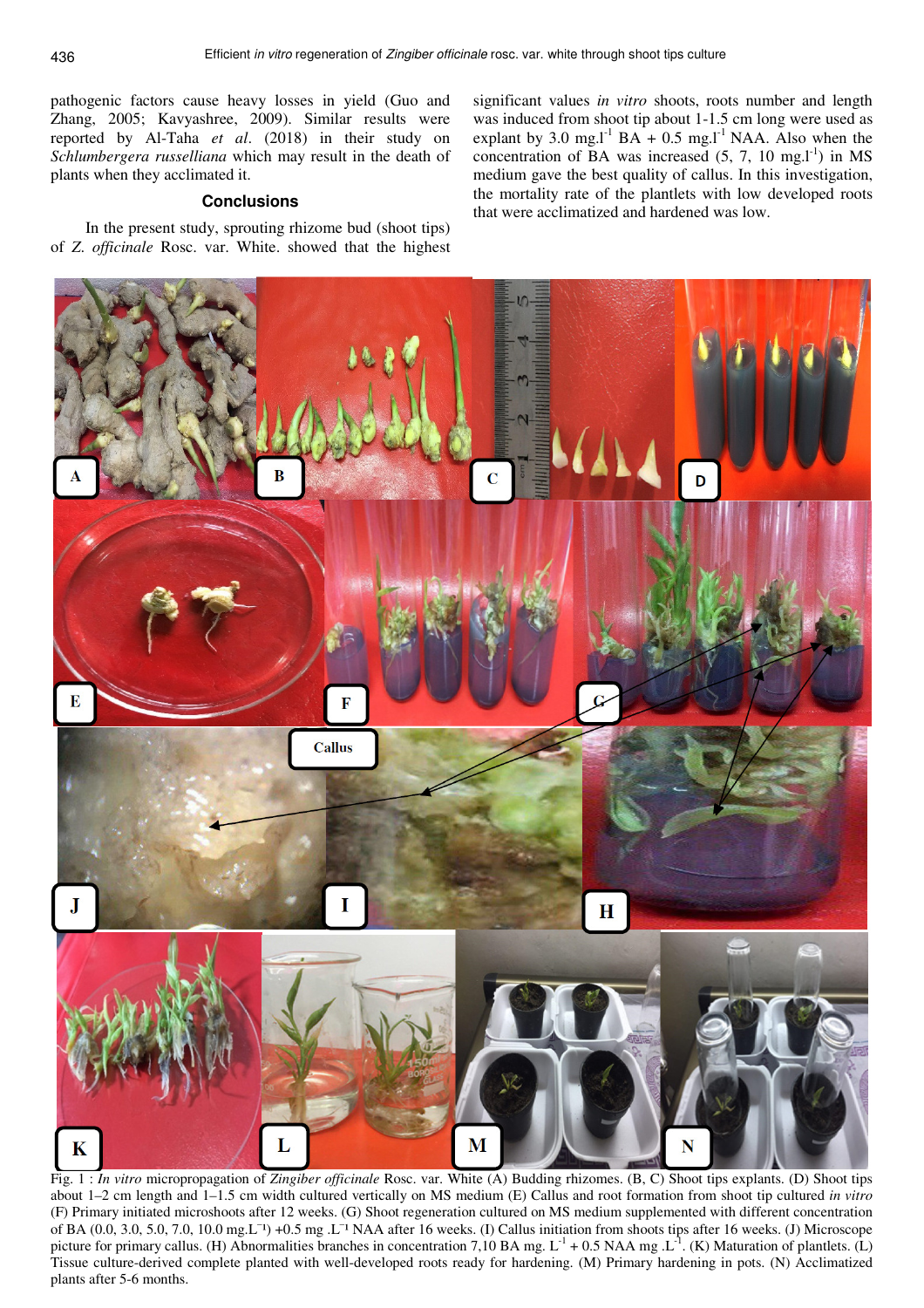pathogenic factors cause heavy losses in yield (Guo and Zhang, 2005; Kavyashree, 2009). Similar results were reported by Al-Taha *et al*. (2018) in their study on *Schlumbergera russelliana* which may result in the death of plants when they acclimated it.

## Conclusions

In the present study, sprouting rhizome bud (shoot tips) of *Z. officinale* Rosc. var. White. showed that the highest significant values *in vitro* shoots, roots number and length was induced from shoot tip about 1-1.5 cm long were used as explant by 3.0 mg.l$^{-1}$ BA + 0.5 mg.l$^{-1}$ NAA. Also when the concentration of BA was increased (5, 7, 10 mg.l$^{-1}$) in MS medium gave the best quality of callus. In this investigation, the mortality rate of the plantlets with low developed roots that were acclimatized and hardened was low.

Fig. 1 : *In vitro* micropropagation of *Zingiber officinale* Rosc. var. White (A) Budding rhizomes. (B, C) Shoot tips explants. (D) Shoot tips about 1–2 cm length and 1–1.5 cm width cultured vertically on MS medium (E) Callus and root formation from shoot tip cultured *in vitro* (F) Primary initiated microshoots after 12 weeks. (G) Shoot regeneration cultured on MS medium supplemented with different concentration of BA (0.0, 3.0, 5.0, 7.0, 10.0 mg.L$^{-1}$) +0.5 mg .L$^{-1}$ NAA after 16 weeks. (I) Callus initiation from shoots tips after 16 weeks. (J) Microscope picture for primary callus. (H) Abnormalities branches in concentration 7,10 BA mg. L$^{-1}$ + 0.5 NAA mg .L$^{-1}$. (K) Maturation of plantlets. (L) Tissue culture-derived complete planted with well-developed roots ready for hardening. (M) Primary hardening in pots. (N) Acclimatized plants after 5-6 months.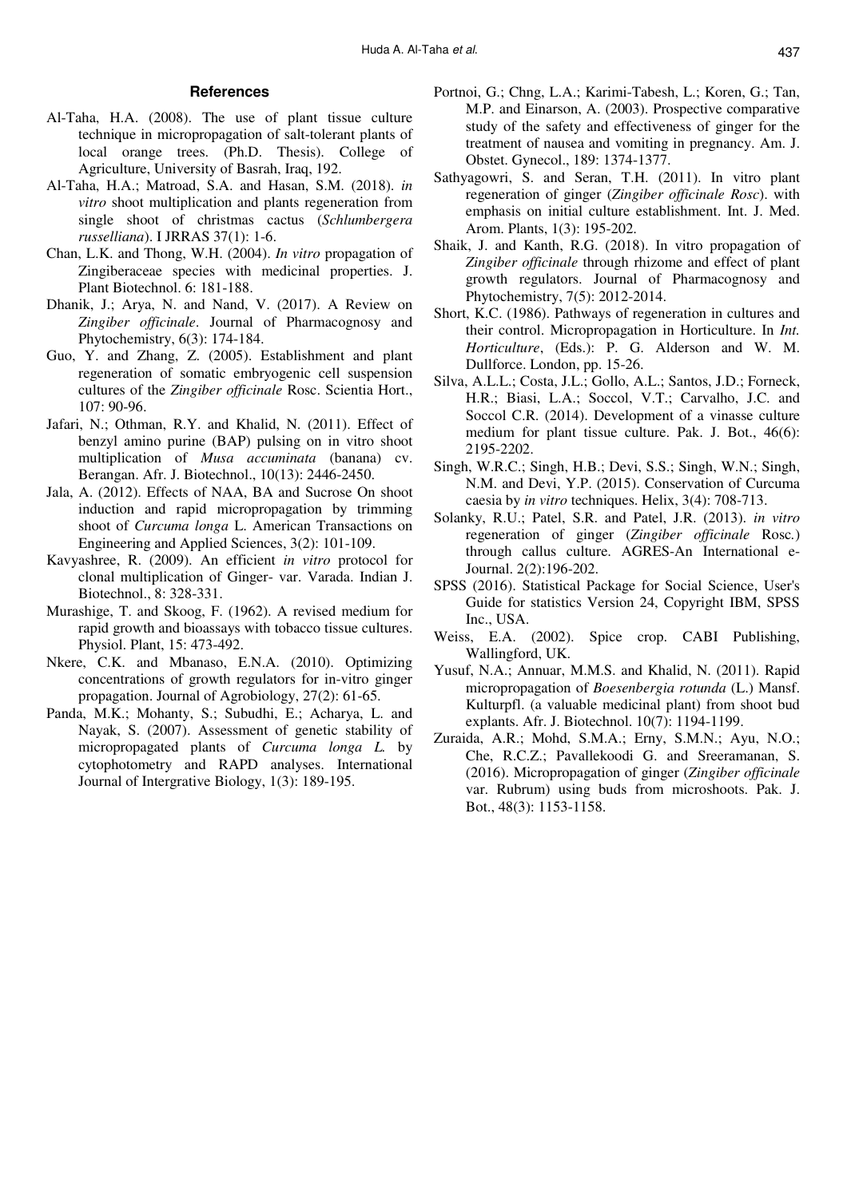## References

Al-Taha, H.A. (2008). The use of plant tissue culture technique in micropropagation of salt-tolerant plants of local orange trees. (Ph.D. Thesis). College of Agriculture, University of Basrah, Iraq, 192.

Al-Taha, H.A.; Matroad, S.A. and Hasan, S.M. (2018). *in vitro* shoot multiplication and plants regeneration from single shoot of christmas cactus (*Schlumbergera russelliana*). I JRRAS 37(1): 1-6.

Chan, L.K. and Thong, W.H. (2004). *In vitro* propagation of Zingiberaceae species with medicinal properties. J. Plant Biotechnol. 6: 181-188.

Dhanik, J.; Arya, N. and Nand, V. (2017). A Review on *Zingiber officinale*. Journal of Pharmacognosy and Phytochemistry, 6(3): 174-184.

Guo, Y. and Zhang, Z. (2005). Establishment and plant regeneration of somatic embryogenic cell suspension cultures of the *Zingiber officinale* Rosc. Scientia Hort., 107: 90-96.

Jafari, N.; Othman, R.Y. and Khalid, N. (2011). Effect of benzyl amino purine (BAP) pulsing on in vitro shoot multiplication of *Musa accuminata* (banana) cv. Berangan. Afr. J. Biotechnol., 10(13): 2446-2450.

Jala, A. (2012). Effects of NAA, BA and Sucrose On shoot induction and rapid micropropagation by trimming shoot of *Curcuma longa* L. American Transactions on Engineering and Applied Sciences, 3(2): 101-109.

Kavyashree, R. (2009). An efficient *in vitro* protocol for clonal multiplication of Ginger- var. Varada. Indian J. Biotechnol., 8: 328-331.

Murashige, T. and Skoog, F. (1962). A revised medium for rapid growth and bioassays with tobacco tissue cultures. Physiol. Plant, 15: 473-492.

Nkere, C.K. and Mbanaso, E.N.A. (2010). Optimizing concentrations of growth regulators for in-vitro ginger propagation. Journal of Agrobiology, 27(2): 61-65.

Panda, M.K.; Mohanty, S.; Subudhi, E.; Acharya, L. and Nayak, S. (2007). Assessment of genetic stability of micropropagated plants of *Curcuma longa L.* by cytophotometry and RAPD analyses. International Journal of Intergrative Biology, 1(3): 189-195.

Portnoi, G.; Chng, L.A.; Karimi-Tabesh, L.; Koren, G.; Tan, M.P. and Einarson, A. (2003). Prospective comparative study of the safety and effectiveness of ginger for the treatment of nausea and vomiting in pregnancy. Am. J. Obstet. Gynecol., 189: 1374-1377.

Sathyagowri, S. and Seran, T.H. (2011). In vitro plant regeneration of ginger (*Zingiber officinale Rosc*). with emphasis on initial culture establishment. Int. J. Med. Arom. Plants, 1(3): 195-202.

Shaik, J. and Kanth, R.G. (2018). In vitro propagation of *Zingiber officinale* through rhizome and effect of plant growth regulators. Journal of Pharmacognosy and Phytochemistry, 7(5): 2012-2014.

Short, K.C. (1986). Pathways of regeneration in cultures and their control. Micropropagation in Horticulture. In *Int. Horticulture*, (Eds.): P. G. Alderson and W. M. Dullforce. London, pp. 15-26.

Silva, A.L.L.; Costa, J.L.; Gollo, A.L.; Santos, J.D.; Forneck, H.R.; Biasi, L.A.; Soccol, V.T.; Carvalho, J.C. and Soccol C.R. (2014). Development of a vinasse culture medium for plant tissue culture. Pak. J. Bot., 46(6): 2195-2202.

Singh, W.R.C.; Singh, H.B.; Devi, S.S.; Singh, W.N.; Singh, N.M. and Devi, Y.P. (2015). Conservation of Curcuma caesia by *in vitro* techniques. Helix, 3(4): 708-713.

Solanky, R.U.; Patel, S.R. and Patel, J.R. (2013). *in vitro* regeneration of ginger (*Zingiber officinale* Rosc.) through callus culture. AGRES-An International e-Journal. 2(2):196-202.

SPSS (2016). Statistical Package for Social Science, User's Guide for statistics Version 24, Copyright IBM, SPSS Inc., USA.

Weiss, E.A. (2002). Spice crop. CABI Publishing, Wallingford, UK.

Yusuf, N.A.; Annuar, M.M.S. and Khalid, N. (2011). Rapid micropropagation of *Boesenbergia rotunda* (L.) Mansf. Kulturpfl. (a valuable medicinal plant) from shoot bud explants. Afr. J. Biotechnol. 10(7): 1194-1199.

Zuraida, A.R.; Mohd, S.M.A.; Erny, S.M.N.; Ayu, N.O.; Che, R.C.Z.; Pavallekoodi G. and Sreeramanan, S. (2016). Micropropagation of ginger (*Zingiber officinale* var. Rubrum) using buds from microshoots. Pak. J. Bot., 48(3): 1153-1158.